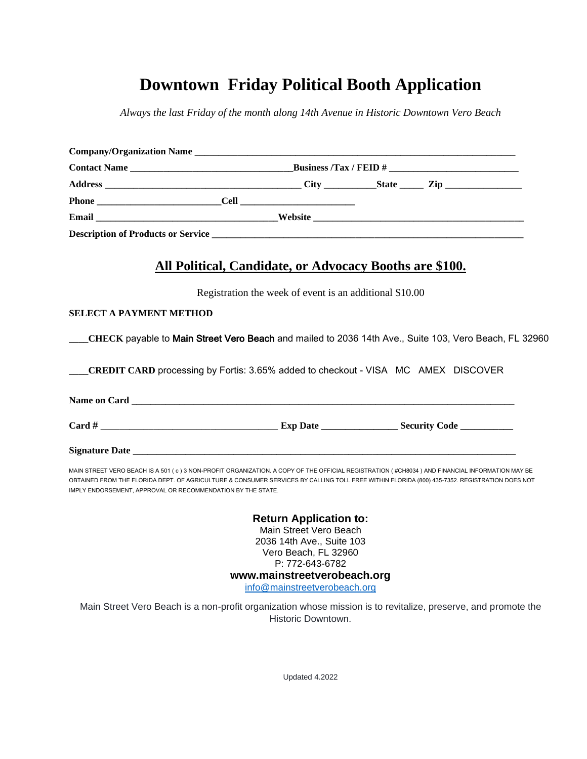# Downtown Friday Political Booth Application

*Always the last Friday of the month along 14th Avenue in Historic Downtown Vero Beach*

**Company/Organization Name** ___________________________________________________________

**Contact Name** ________________________________ **Business /Tax / FEID #** _________________________

**Address** ______________________________________ **City** __________ **State** _____ **Zip** _______________

**Phone** ________________________ **Cell** _______________________

**Email** ____________________________________ **Website** ____________________________________________

**Description of Products or Service** ______________________________________________________________

## All Political, Candidate, or Advocacy Booths are $100.

Registration the week of event is an additional $10.00

**SELECT A PAYMENT METHOD**

____**CHECK** payable to Main Street Vero Beach and mailed to 2036 14th Ave., Suite 103, Vero Beach, FL 32960

____**CREDIT CARD** processing by Fortis: 3.65% added to checkout - VISA MC AMEX DISCOVER

**Name on Card** ___________________________________________________________________________

**Card #** ___________________________________ **Exp Date** _______________ **Security Code** __________

**Signature Date** __________________________________________________________________________

MAIN STREET VERO BEACH IS A 501 ( c ) 3 NON-PROFIT ORGANIZATION. A COPY OF THE OFFICIAL REGISTRATION ( #CH8034 ) AND FINANCIAL INFORMATION MAY BE OBTAINED FROM THE FLORIDA DEPT. OF AGRICULTURE & CONSUMER SERVICES BY CALLING TOLL FREE WITHIN FLORIDA (800) 435-7352. REGISTRATION DOES NOT IMPLY ENDORSEMENT, APPROVAL OR RECOMMENDATION BY THE STATE.

**Return Application to:**
Main Street Vero Beach
2036 14th Ave., Suite 103
Vero Beach, FL 32960
P: 772-643-6782
**www.mainstreetverobeach.org**
info@mainstreetverobeach.org

Main Street Vero Beach is a non-profit organization whose mission is to revitalize, preserve, and promote the Historic Downtown.

Updated 4.2022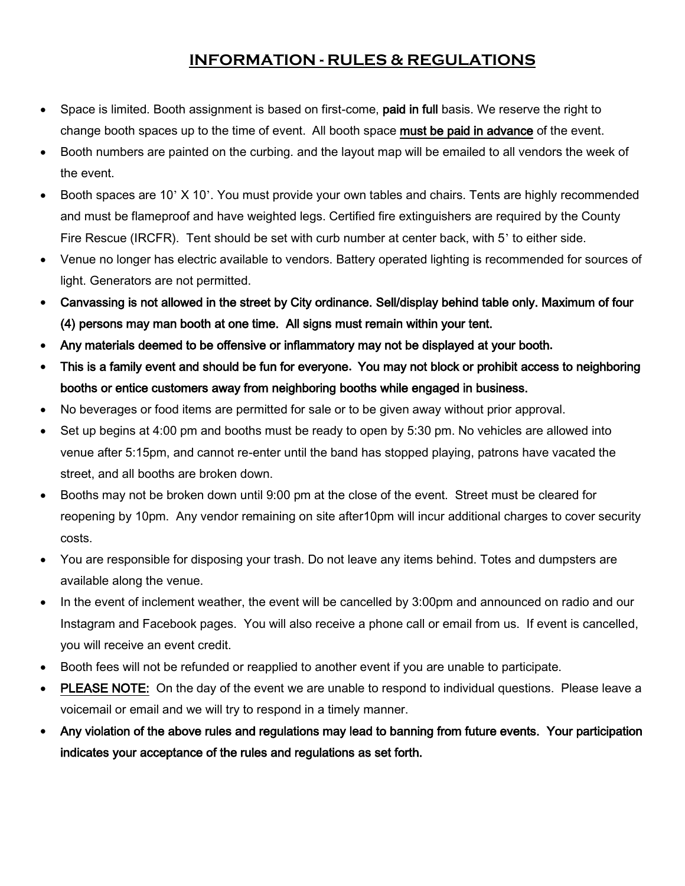# INFORMATION - RULES & REGULATIONS

- Space is limited. Booth assignment is based on first-come, **paid in full** basis. We reserve the right to change booth spaces up to the time of event. All booth space **must be paid in advance** of the event.
- Booth numbers are painted on the curbing. and the layout map will be emailed to all vendors the week of the event.
- Booth spaces are 10' X 10'. You must provide your own tables and chairs. Tents are highly recommended and must be flameproof and have weighted legs. Certified fire extinguishers are required by the County Fire Rescue (IRCFR). Tent should be set with curb number at center back, with 5' to either side.
- Venue no longer has electric available to vendors. Battery operated lighting is recommended for sources of light. Generators are not permitted.
- **Canvassing is not allowed in the street by City ordinance. Sell/display behind table only. Maximum of four (4) persons may man booth at one time. All signs must remain within your tent.**
- **Any materials deemed to be offensive or inflammatory may not be displayed at your booth.**
- **This is a family event and should be fun for everyone. You may not block or prohibit access to neighboring booths or entice customers away from neighboring booths while engaged in business.**
- No beverages or food items are permitted for sale or to be given away without prior approval.
- Set up begins at 4:00 pm and booths must be ready to open by 5:30 pm. No vehicles are allowed into venue after 5:15pm, and cannot re-enter until the band has stopped playing, patrons have vacated the street, and all booths are broken down.
- Booths may not be broken down until 9:00 pm at the close of the event. Street must be cleared for reopening by 10pm. Any vendor remaining on site after10pm will incur additional charges to cover security costs.
- You are responsible for disposing your trash. Do not leave any items behind. Totes and dumpsters are available along the venue.
- In the event of inclement weather, the event will be cancelled by 3:00pm and announced on radio and our Instagram and Facebook pages. You will also receive a phone call or email from us. If event is cancelled, you will receive an event credit.
- Booth fees will not be refunded or reapplied to another event if you are unable to participate.
- **PLEASE NOTE:** On the day of the event we are unable to respond to individual questions. Please leave a voicemail or email and we will try to respond in a timely manner.
- **Any violation of the above rules and regulations may lead to banning from future events. Your participation indicates your acceptance of the rules and regulations as set forth.**